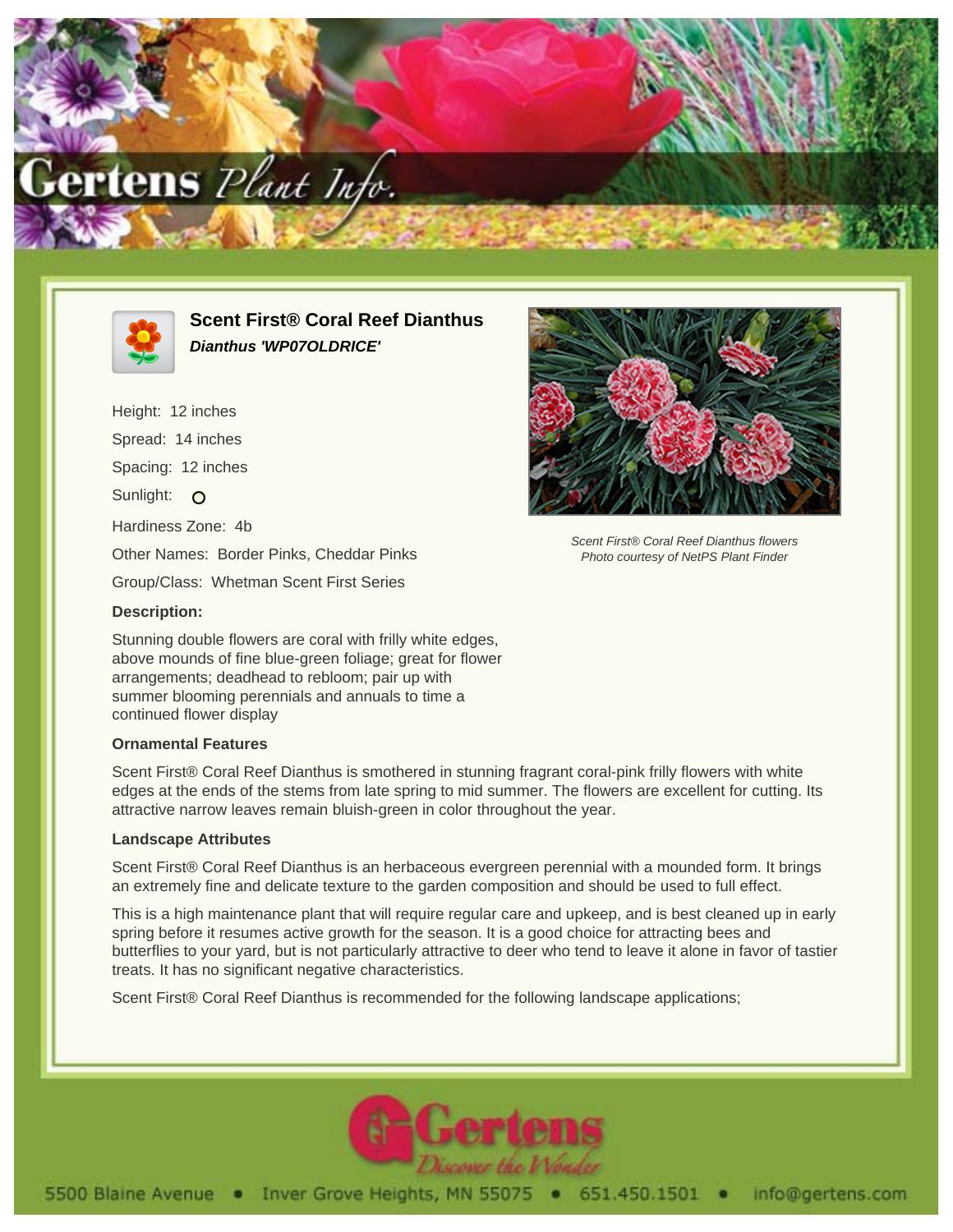## Scent First® Coral Reef Dianthus

***Dianthus 'WP07OLDRICE'***

Height: 12 inches

Spread: 14 inches

Spacing: 12 inches

Sunlight: O

Hardiness Zone: 4b

Other Names: Border Pinks, Cheddar Pinks

Group/Class: Whetman Scent First Series

Scent First® Coral Reef Dianthus flowers
Photo courtesy of NetPS Plant Finder

### Description:

Stunning double flowers are coral with frilly white edges, above mounds of fine blue-green foliage; great for flower arrangements; deadhead to rebloom; pair up with summer blooming perennials and annuals to time a continued flower display

### Ornamental Features

Scent First® Coral Reef Dianthus is smothered in stunning fragrant coral-pink frilly flowers with white edges at the ends of the stems from late spring to mid summer. The flowers are excellent for cutting. Its attractive narrow leaves remain bluish-green in color throughout the year.

### Landscape Attributes

Scent First® Coral Reef Dianthus is an herbaceous evergreen perennial with a mounded form. It brings an extremely fine and delicate texture to the garden composition and should be used to full effect.

This is a high maintenance plant that will require regular care and upkeep, and is best cleaned up in early spring before it resumes active growth for the season. It is a good choice for attracting bees and butterflies to your yard, but is not particularly attractive to deer who tend to leave it alone in favor of tastier treats. It has no significant negative characteristics.

Scent First® Coral Reef Dianthus is recommended for the following landscape applications;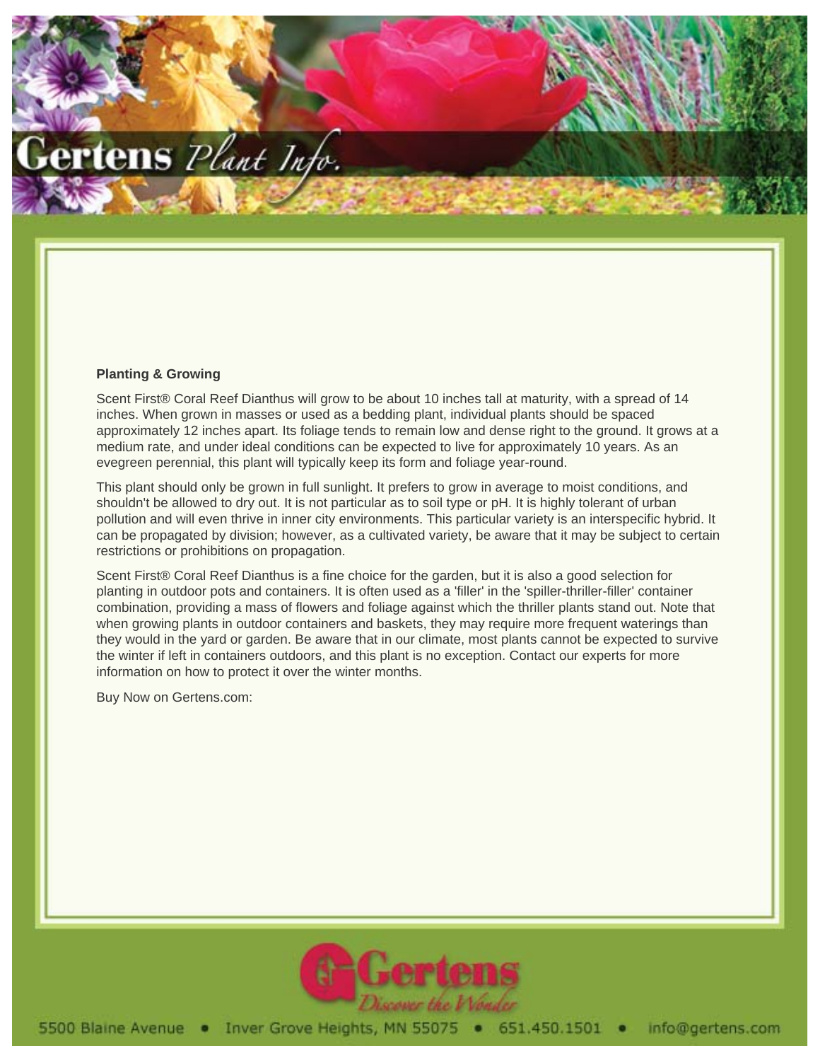## Planting & Growing

Scent First® Coral Reef Dianthus will grow to be about 10 inches tall at maturity, with a spread of 14 inches. When grown in masses or used as a bedding plant, individual plants should be spaced approximately 12 inches apart. Its foliage tends to remain low and dense right to the ground. It grows at a medium rate, and under ideal conditions can be expected to live for approximately 10 years. As an evegreen perennial, this plant will typically keep its form and foliage year-round.

This plant should only be grown in full sunlight. It prefers to grow in average to moist conditions, and shouldn't be allowed to dry out. It is not particular as to soil type or pH. It is highly tolerant of urban pollution and will even thrive in inner city environments. This particular variety is an interspecific hybrid. It can be propagated by division; however, as a cultivated variety, be aware that it may be subject to certain restrictions or prohibitions on propagation.

Scent First® Coral Reef Dianthus is a fine choice for the garden, but it is also a good selection for planting in outdoor pots and containers. It is often used as a 'filler' in the 'spiller-thriller-filler' container combination, providing a mass of flowers and foliage against which the thriller plants stand out. Note that when growing plants in outdoor containers and baskets, they may require more frequent waterings than they would in the yard or garden. Be aware that in our climate, most plants cannot be expected to survive the winter if left in containers outdoors, and this plant is no exception. Contact our experts for more information on how to protect it over the winter months.

Buy Now on Gertens.com: